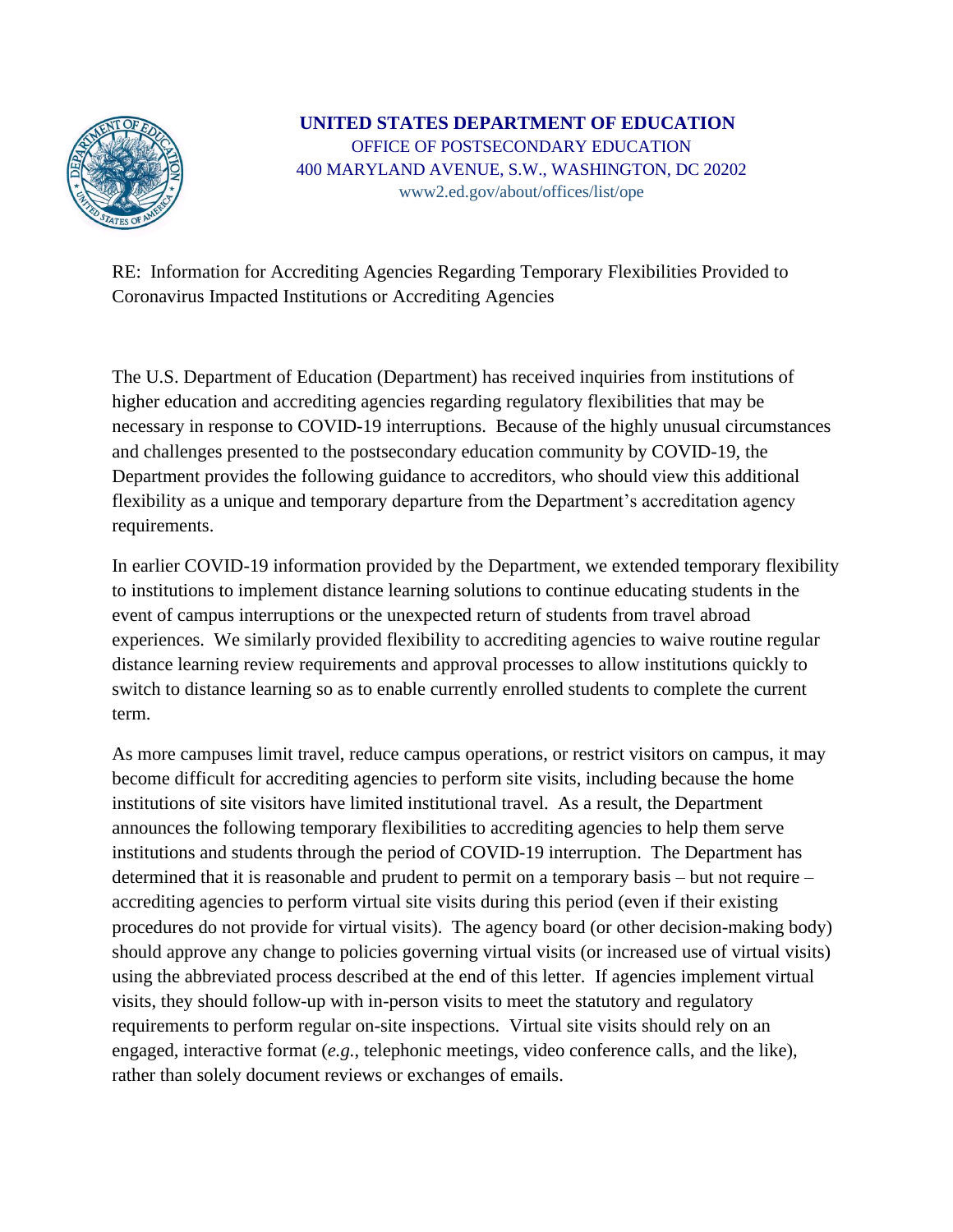**UNITED STATES DEPARTMENT OF EDUCATION**
OFFICE OF POSTSECONDARY EDUCATION
400 MARYLAND AVENUE, S.W., WASHINGTON, DC 20202
www2.ed.gov/about/offices/list/ope

RE: Information for Accrediting Agencies Regarding Temporary Flexibilities Provided to Coronavirus Impacted Institutions or Accrediting Agencies

The U.S. Department of Education (Department) has received inquiries from institutions of higher education and accrediting agencies regarding regulatory flexibilities that may be necessary in response to COVID-19 interruptions. Because of the highly unusual circumstances and challenges presented to the postsecondary education community by COVID-19, the Department provides the following guidance to accreditors, who should view this additional flexibility as a unique and temporary departure from the Department's accreditation agency requirements.

In earlier COVID-19 information provided by the Department, we extended temporary flexibility to institutions to implement distance learning solutions to continue educating students in the event of campus interruptions or the unexpected return of students from travel abroad experiences. We similarly provided flexibility to accrediting agencies to waive routine regular distance learning review requirements and approval processes to allow institutions quickly to switch to distance learning so as to enable currently enrolled students to complete the current term.

As more campuses limit travel, reduce campus operations, or restrict visitors on campus, it may become difficult for accrediting agencies to perform site visits, including because the home institutions of site visitors have limited institutional travel. As a result, the Department announces the following temporary flexibilities to accrediting agencies to help them serve institutions and students through the period of COVID-19 interruption. The Department has determined that it is reasonable and prudent to permit on a temporary basis – but not require – accrediting agencies to perform virtual site visits during this period (even if their existing procedures do not provide for virtual visits). The agency board (or other decision-making body) should approve any change to policies governing virtual visits (or increased use of virtual visits) using the abbreviated process described at the end of this letter. If agencies implement virtual visits, they should follow-up with in-person visits to meet the statutory and regulatory requirements to perform regular on-site inspections. Virtual site visits should rely on an engaged, interactive format (*e.g.*, telephonic meetings, video conference calls, and the like), rather than solely document reviews or exchanges of emails.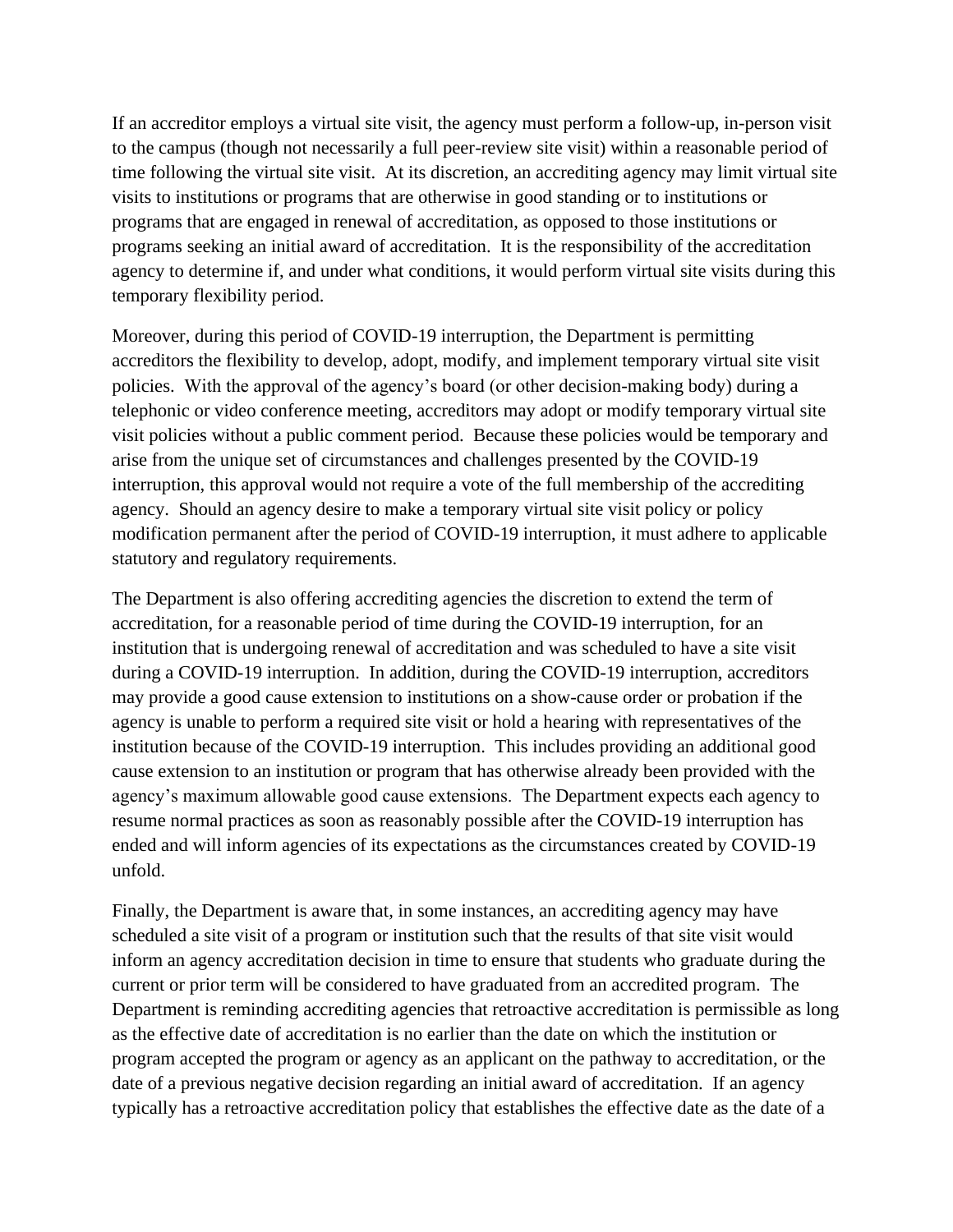If an accreditor employs a virtual site visit, the agency must perform a follow-up, in-person visit to the campus (though not necessarily a full peer-review site visit) within a reasonable period of time following the virtual site visit. At its discretion, an accrediting agency may limit virtual site visits to institutions or programs that are otherwise in good standing or to institutions or programs that are engaged in renewal of accreditation, as opposed to those institutions or programs seeking an initial award of accreditation. It is the responsibility of the accreditation agency to determine if, and under what conditions, it would perform virtual site visits during this temporary flexibility period.

Moreover, during this period of COVID-19 interruption, the Department is permitting accreditors the flexibility to develop, adopt, modify, and implement temporary virtual site visit policies. With the approval of the agency's board (or other decision-making body) during a telephonic or video conference meeting, accreditors may adopt or modify temporary virtual site visit policies without a public comment period. Because these policies would be temporary and arise from the unique set of circumstances and challenges presented by the COVID-19 interruption, this approval would not require a vote of the full membership of the accrediting agency. Should an agency desire to make a temporary virtual site visit policy or policy modification permanent after the period of COVID-19 interruption, it must adhere to applicable statutory and regulatory requirements.

The Department is also offering accrediting agencies the discretion to extend the term of accreditation, for a reasonable period of time during the COVID-19 interruption, for an institution that is undergoing renewal of accreditation and was scheduled to have a site visit during a COVID-19 interruption. In addition, during the COVID-19 interruption, accreditors may provide a good cause extension to institutions on a show-cause order or probation if the agency is unable to perform a required site visit or hold a hearing with representatives of the institution because of the COVID-19 interruption. This includes providing an additional good cause extension to an institution or program that has otherwise already been provided with the agency's maximum allowable good cause extensions. The Department expects each agency to resume normal practices as soon as reasonably possible after the COVID-19 interruption has ended and will inform agencies of its expectations as the circumstances created by COVID-19 unfold.

Finally, the Department is aware that, in some instances, an accrediting agency may have scheduled a site visit of a program or institution such that the results of that site visit would inform an agency accreditation decision in time to ensure that students who graduate during the current or prior term will be considered to have graduated from an accredited program. The Department is reminding accrediting agencies that retroactive accreditation is permissible as long as the effective date of accreditation is no earlier than the date on which the institution or program accepted the program or agency as an applicant on the pathway to accreditation, or the date of a previous negative decision regarding an initial award of accreditation. If an agency typically has a retroactive accreditation policy that establishes the effective date as the date of a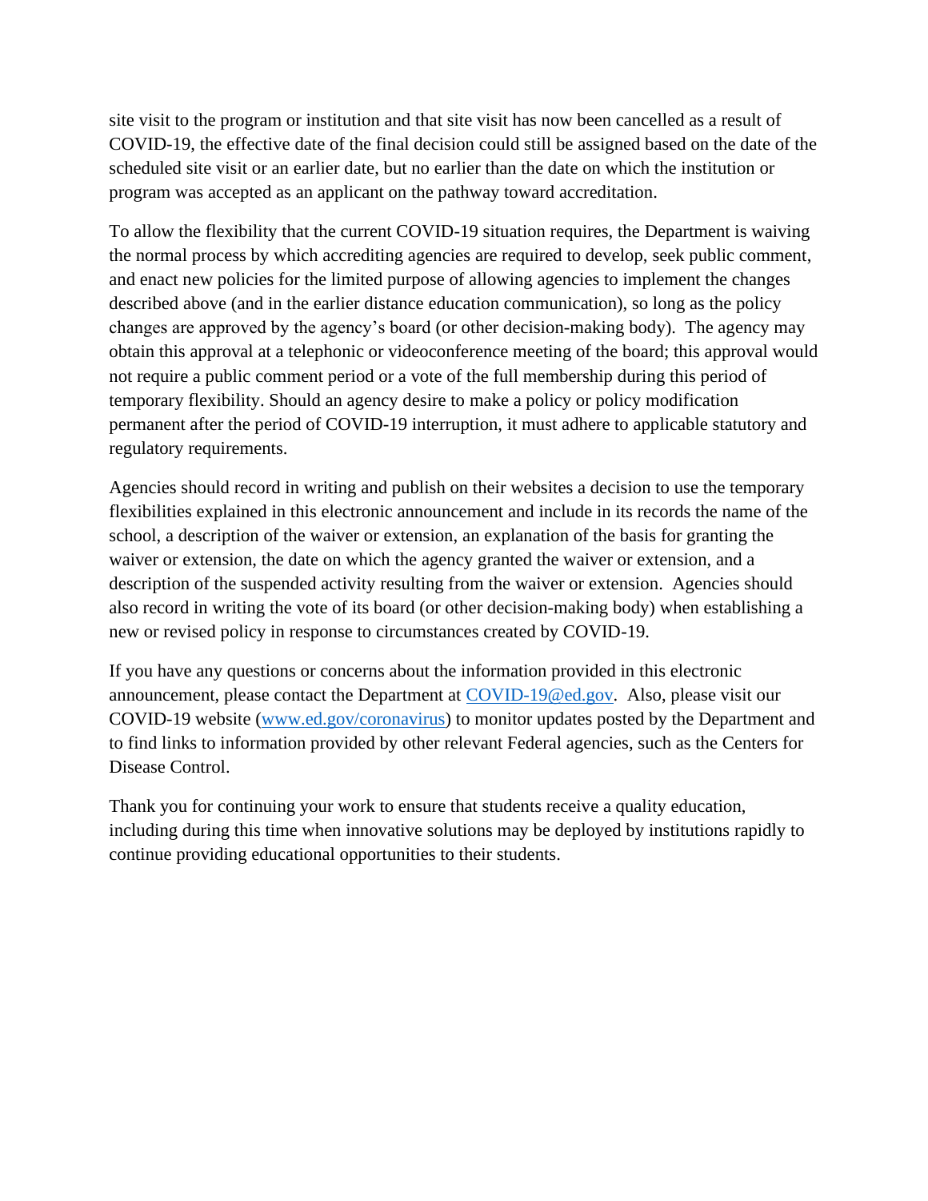site visit to the program or institution and that site visit has now been cancelled as a result of COVID-19, the effective date of the final decision could still be assigned based on the date of the scheduled site visit or an earlier date, but no earlier than the date on which the institution or program was accepted as an applicant on the pathway toward accreditation.

To allow the flexibility that the current COVID-19 situation requires, the Department is waiving the normal process by which accrediting agencies are required to develop, seek public comment, and enact new policies for the limited purpose of allowing agencies to implement the changes described above (and in the earlier distance education communication), so long as the policy changes are approved by the agency's board (or other decision-making body). The agency may obtain this approval at a telephonic or videoconference meeting of the board; this approval would not require a public comment period or a vote of the full membership during this period of temporary flexibility. Should an agency desire to make a policy or policy modification permanent after the period of COVID-19 interruption, it must adhere to applicable statutory and regulatory requirements.

Agencies should record in writing and publish on their websites a decision to use the temporary flexibilities explained in this electronic announcement and include in its records the name of the school, a description of the waiver or extension, an explanation of the basis for granting the waiver or extension, the date on which the agency granted the waiver or extension, and a description of the suspended activity resulting from the waiver or extension. Agencies should also record in writing the vote of its board (or other decision-making body) when establishing a new or revised policy in response to circumstances created by COVID-19.

If you have any questions or concerns about the information provided in this electronic announcement, please contact the Department at [COVID-19@ed.gov](mailto:COVID-19@ed.gov). Also, please visit our COVID-19 website ([www.ed.gov/coronavirus](http://www.ed.gov/coronavirus)) to monitor updates posted by the Department and to find links to information provided by other relevant Federal agencies, such as the Centers for Disease Control.

Thank you for continuing your work to ensure that students receive a quality education, including during this time when innovative solutions may be deployed by institutions rapidly to continue providing educational opportunities to their students.